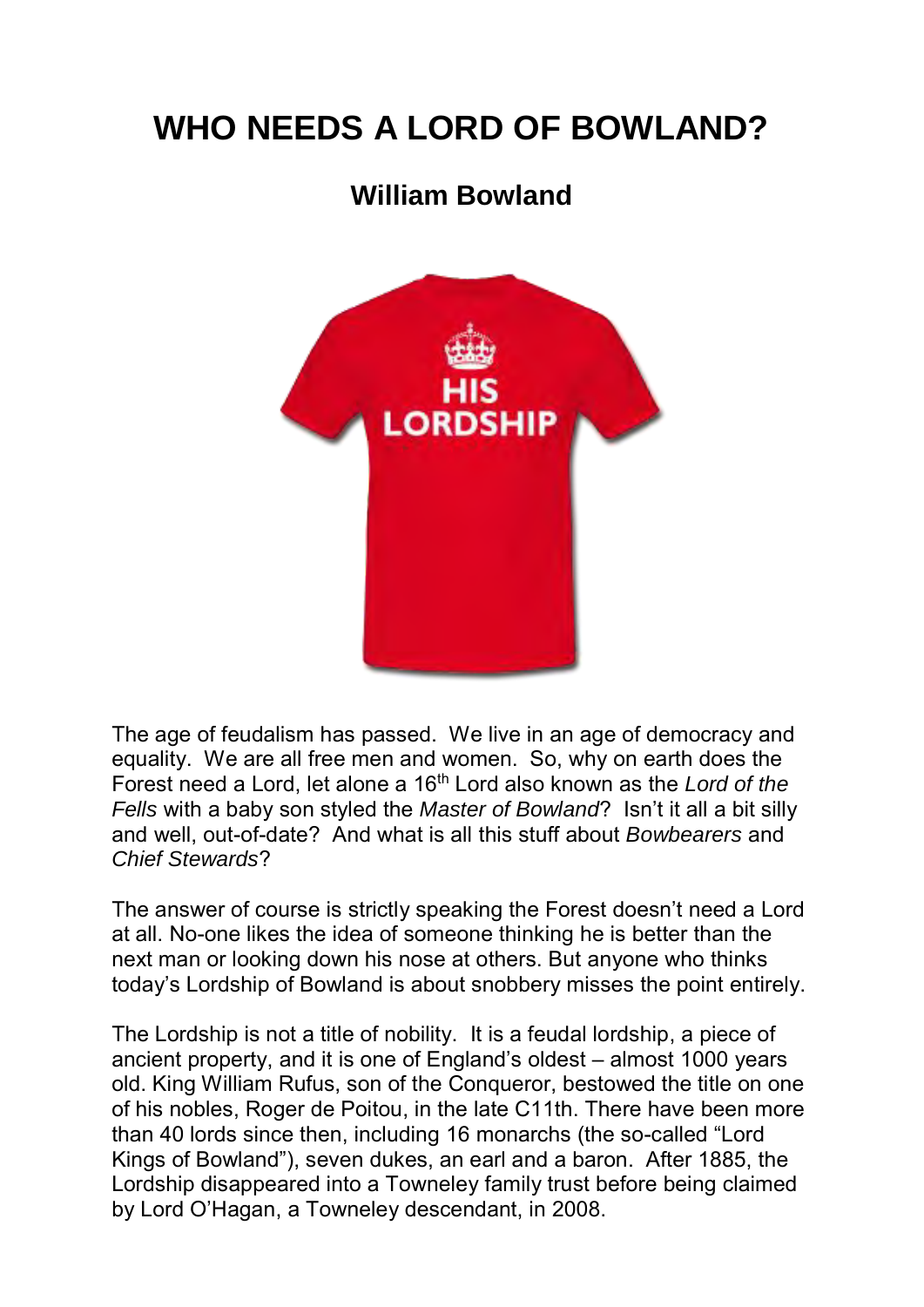# WHO NEEDS A LORD OF BOWLAND?

## William Bowland

The age of feudalism has passed. We live in an age of democracy and equality. We are all free men and women. So, why on earth does the Forest need a Lord, let alone a 16$^{th}$ Lord also known as the *Lord of the Fells* with a baby son styled the *Master of Bowland*? Isn't it all a bit silly and well, out-of-date? And what is all this stuff about *Bowbearers* and *Chief Stewards*?

The answer of course is strictly speaking the Forest doesn't need a Lord at all. No-one likes the idea of someone thinking he is better than the next man or looking down his nose at others. But anyone who thinks today's Lordship of Bowland is about snobbery misses the point entirely.

The Lordship is not a title of nobility. It is a feudal lordship, a piece of ancient property, and it is one of England's oldest – almost 1000 years old. King William Rufus, son of the Conqueror, bestowed the title on one of his nobles, Roger de Poitou, in the late C11th. There have been more than 40 lords since then, including 16 monarchs (the so-called "Lord Kings of Bowland"), seven dukes, an earl and a baron. After 1885, the Lordship disappeared into a Towneley family trust before being claimed by Lord O'Hagan, a Towneley descendant, in 2008.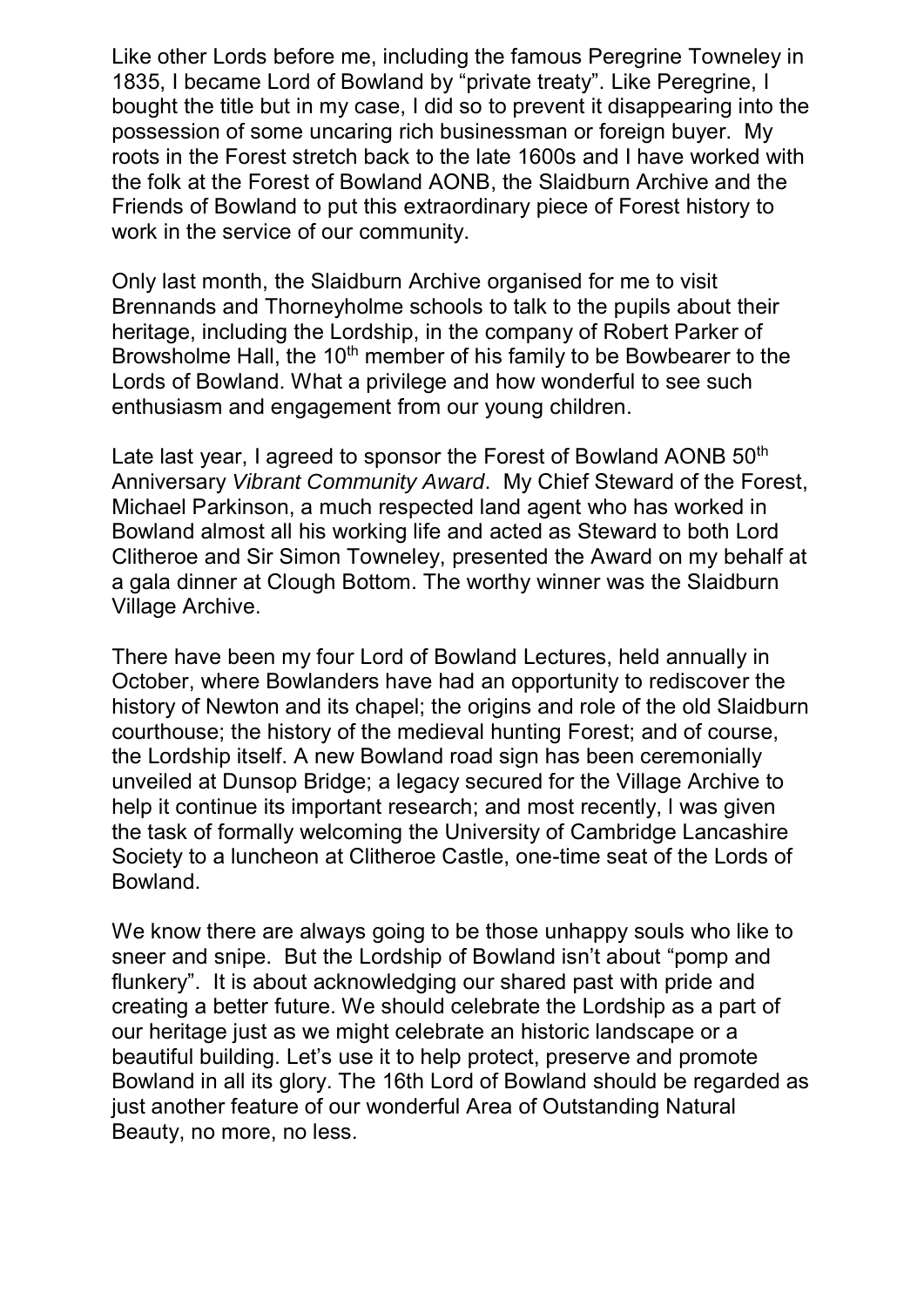Like other Lords before me, including the famous Peregrine Towneley in 1835, I became Lord of Bowland by “private treaty”. Like Peregrine, I bought the title but in my case, I did so to prevent it disappearing into the possession of some uncaring rich businessman or foreign buyer. My roots in the Forest stretch back to the late 1600s and I have worked with the folk at the Forest of Bowland AONB, the Slaidburn Archive and the Friends of Bowland to put this extraordinary piece of Forest history to work in the service of our community.

Only last month, the Slaidburn Archive organised for me to visit Brennands and Thorneyholme schools to talk to the pupils about their heritage, including the Lordship, in the company of Robert Parker of Browsholme Hall, the 10th member of his family to be Bowbearer to the Lords of Bowland. What a privilege and how wonderful to see such enthusiasm and engagement from our young children.

Late last year, I agreed to sponsor the Forest of Bowland AONB 50th Anniversary *Vibrant Community Award*. My Chief Steward of the Forest, Michael Parkinson, a much respected land agent who has worked in Bowland almost all his working life and acted as Steward to both Lord Clitheroe and Sir Simon Towneley, presented the Award on my behalf at a gala dinner at Clough Bottom. The worthy winner was the Slaidburn Village Archive.

There have been my four Lord of Bowland Lectures, held annually in October, where Bowlanders have had an opportunity to rediscover the history of Newton and its chapel; the origins and role of the old Slaidburn courthouse; the history of the medieval hunting Forest; and of course, the Lordship itself. A new Bowland road sign has been ceremonially unveiled at Dunsop Bridge; a legacy secured for the Village Archive to help it continue its important research; and most recently, I was given the task of formally welcoming the University of Cambridge Lancashire Society to a luncheon at Clitheroe Castle, one-time seat of the Lords of Bowland.

We know there are always going to be those unhappy souls who like to sneer and snipe. But the Lordship of Bowland isn’t about “pomp and flunkery”. It is about acknowledging our shared past with pride and creating a better future. We should celebrate the Lordship as a part of our heritage just as we might celebrate an historic landscape or a beautiful building. Let’s use it to help protect, preserve and promote Bowland in all its glory. The 16th Lord of Bowland should be regarded as just another feature of our wonderful Area of Outstanding Natural Beauty, no more, no less.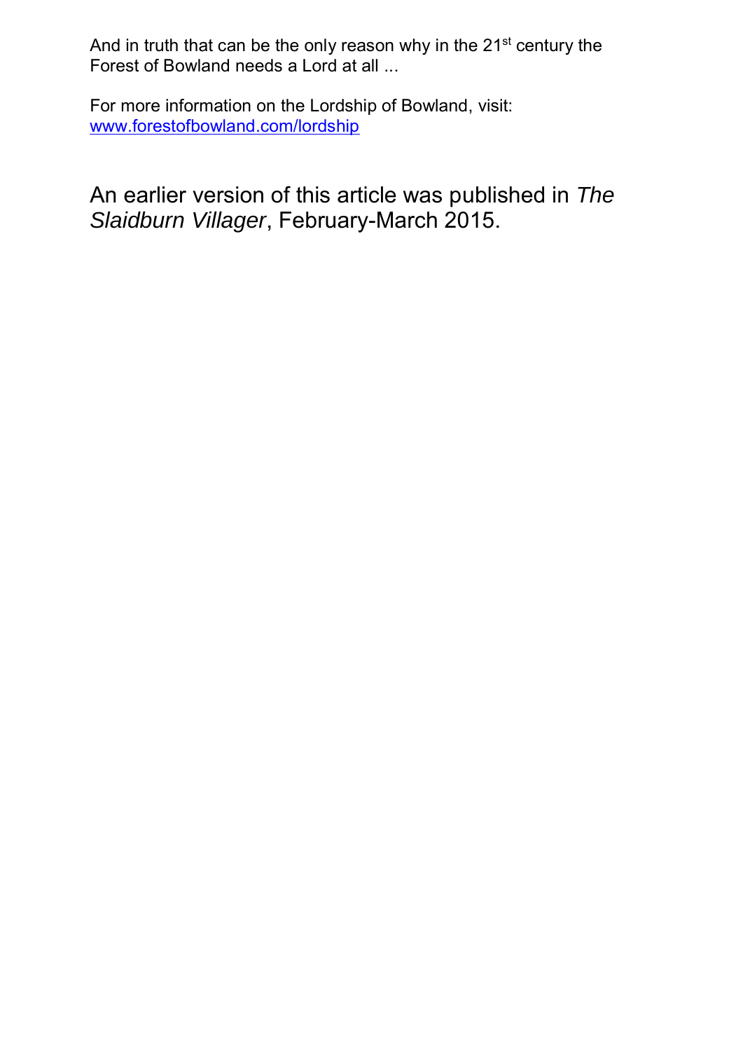And in truth that can be the only reason why in the 21st century the Forest of Bowland needs a Lord at all ...

For more information on the Lordship of Bowland, visit: [www.forestofbowland.com/lordship](http://www.forestofbowland.com/lordship)

An earlier version of this article was published in *The Slaidburn Villager*, February-March 2015.